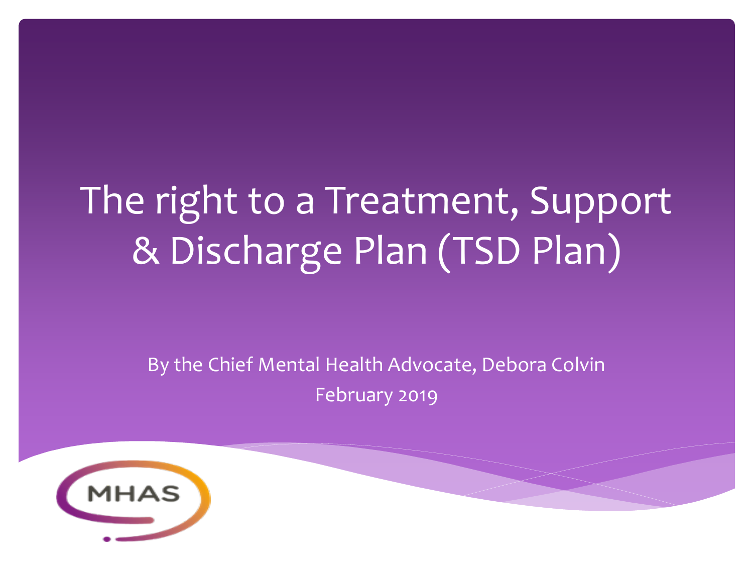# The right to a Treatment, Support & Discharge Plan (TSD Plan)

By the Chief Mental Health Advocate, Debora Colvin

February 2019

MHAS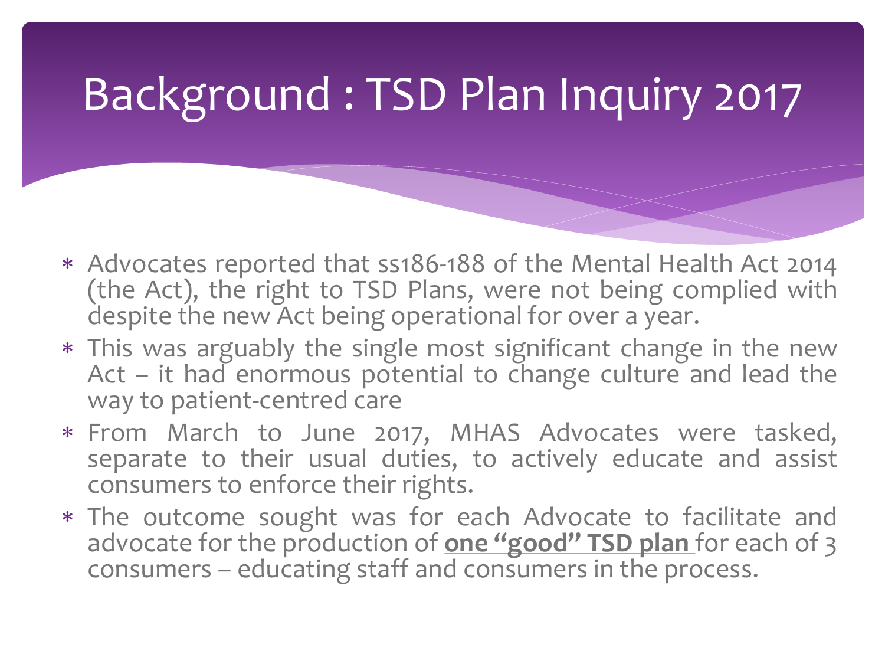# Background : TSD Plan Inquiry 2017

- Advocates reported that ss186-188 of the Mental Health Act 2014 (the Act), the right to TSD Plans, were not being complied with despite the new Act being operational for over a year.
- This was arguably the single most significant change in the new Act – it had enormous potential to change culture and lead the way to patient-centred care
- From March to June 2017, MHAS Advocates were tasked, separate to their usual duties, to actively educate and assist consumers to enforce their rights.
- The outcome sought was for each Advocate to facilitate and advocate for the production of **one "good" TSD plan** for each of 3 consumers – educating staff and consumers in the process.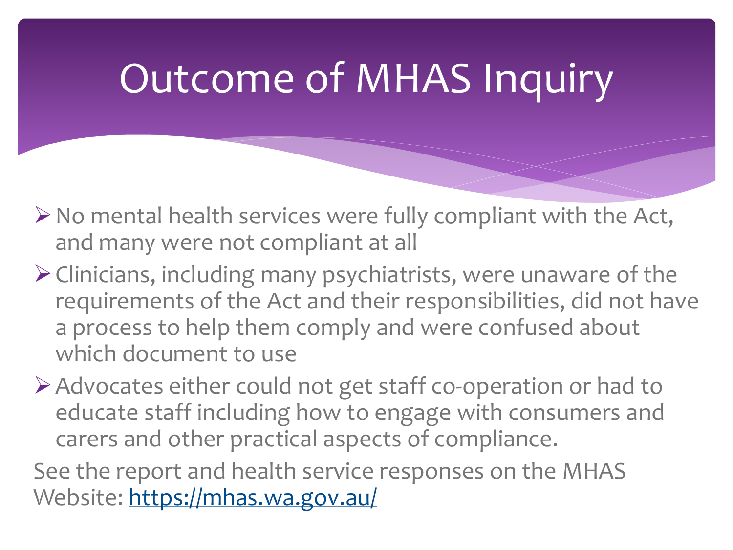# Outcome of MHAS Inquiry

- No mental health services were fully compliant with the Act, and many were not compliant at all
- Clinicians, including many psychiatrists, were unaware of the requirements of the Act and their responsibilities, did not have a process to help them comply and were confused about which document to use
- Advocates either could not get staff co-operation or had to educate staff including how to engage with consumers and carers and other practical aspects of compliance.

See the report and health service responses on the MHAS Website: [https://mhas.wa.gov.au/](https://mhas.wa.gov.au/)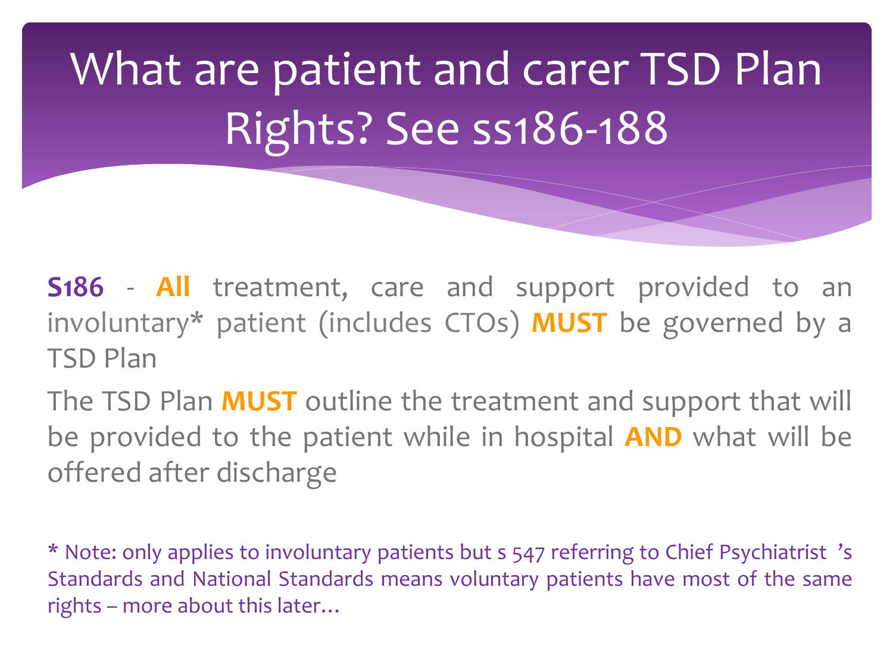# What are patient and carer TSD Plan Rights? See ss186-188

**S186** - **All** treatment, care and support provided to an involuntary* patient (includes CTOs) **MUST** be governed by a TSD Plan

The TSD Plan **MUST** outline the treatment and support that will be provided to the patient while in hospital **AND** what will be offered after discharge

* Note: only applies to involuntary patients but s 547 referring to Chief Psychiatrist's Standards and National Standards means voluntary patients have most of the same rights – more about this later…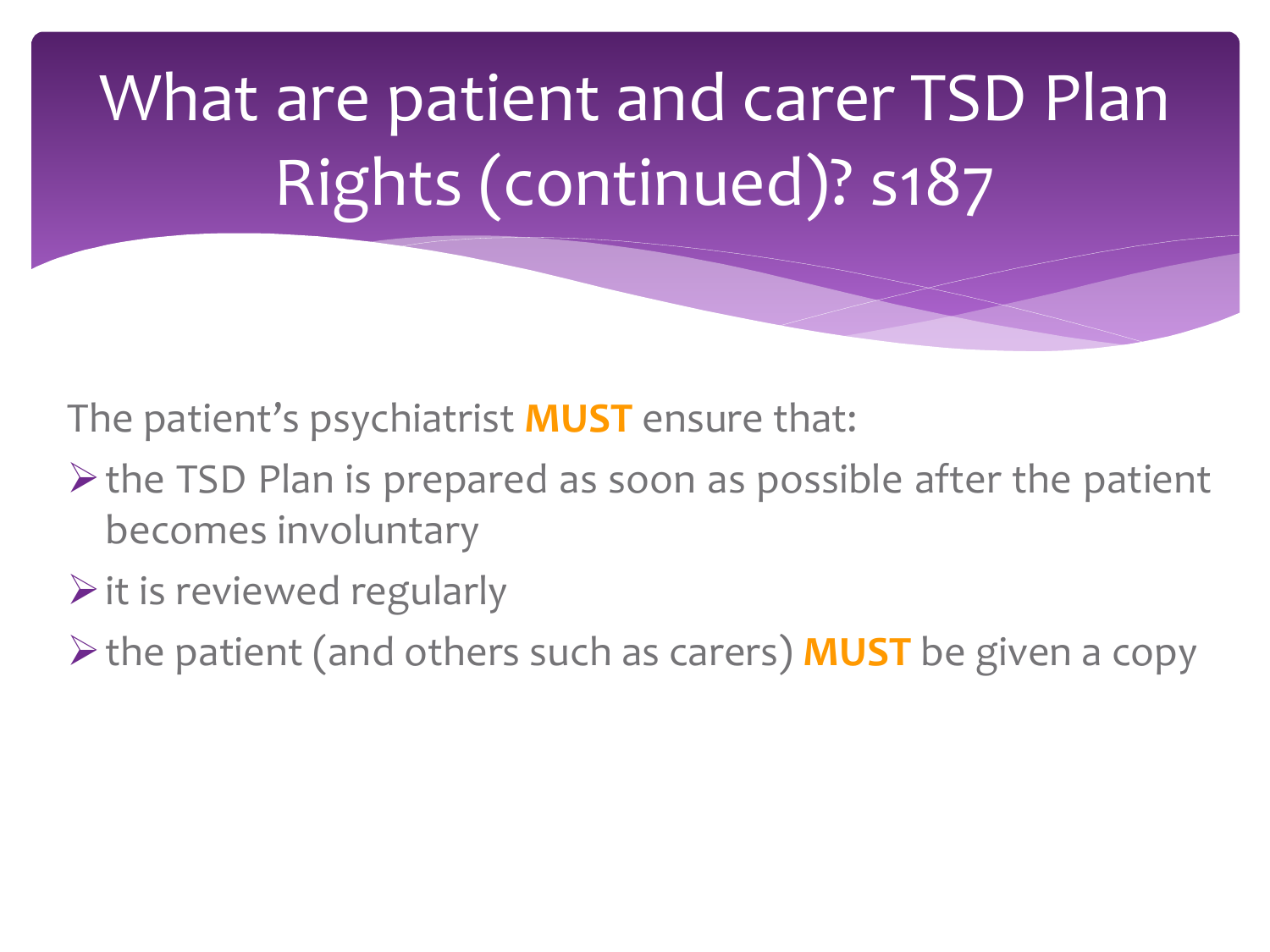# What are patient and carer TSD Plan Rights (continued)? s187

The patient's psychiatrist **MUST** ensure that:

- the TSD Plan is prepared as soon as possible after the patient becomes involuntary
- it is reviewed regularly
- the patient (and others such as carers) **MUST** be given a copy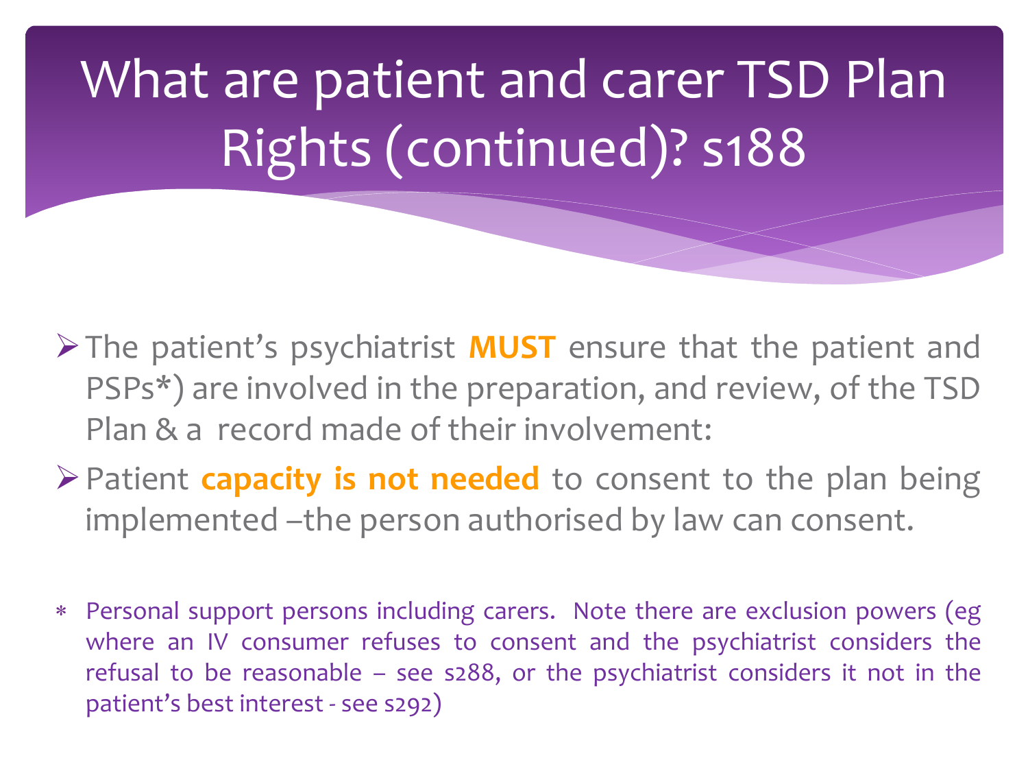# What are patient and carer TSD Plan Rights (continued)? s188

- The patient's psychiatrist **MUST** ensure that the patient and PSPs*) are involved in the preparation, and review, of the TSD Plan & a record made of their involvement:
- Patient **capacity is not needed** to consent to the plan being implemented –the person authorised by law can consent.

* Personal support persons including carers. Note there are exclusion powers (eg where an IV consumer refuses to consent and the psychiatrist considers the refusal to be reasonable – see s288, or the psychiatrist considers it not in the patient's best interest - see s292)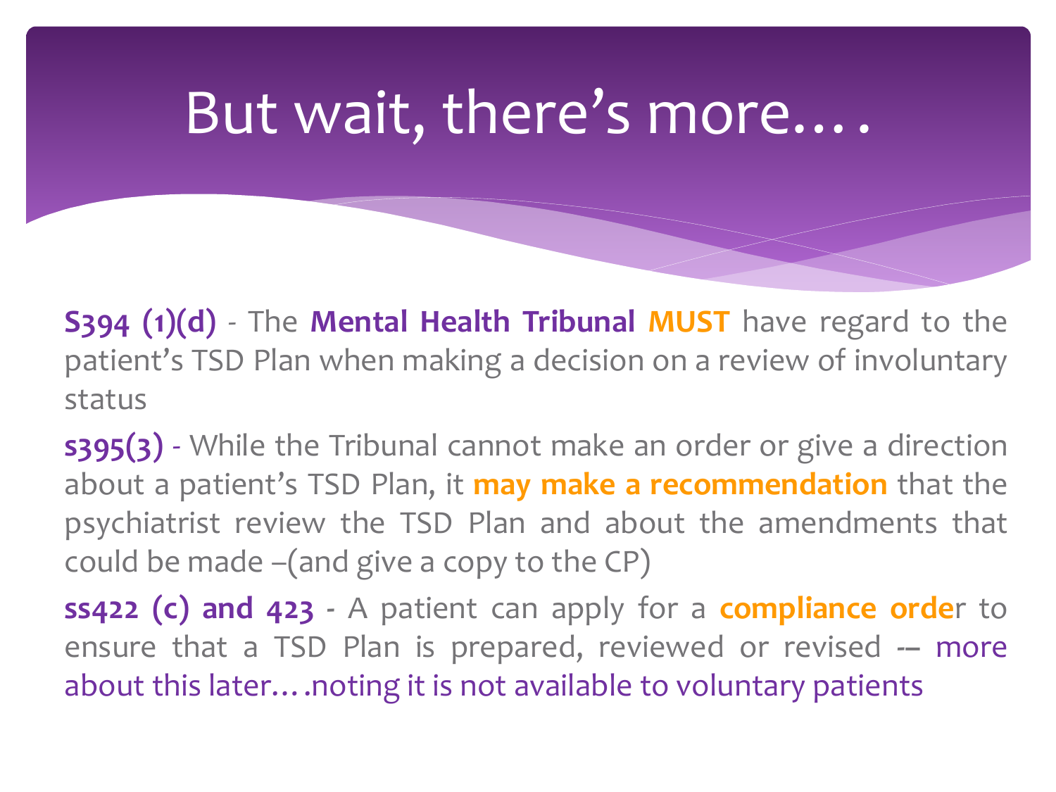# But wait, there's more….

**S394 (1)(d)** - The **Mental Health Tribunal** **MUST** have regard to the patient's TSD Plan when making a decision on a review of involuntary status

**s395(3)** - While the Tribunal cannot make an order or give a direction about a patient's TSD Plan, it **may make a recommendation** that the psychiatrist review the TSD Plan and about the amendments that could be made –(and give a copy to the CP)

**ss422 (c) and 423** - A patient can apply for a **compliance order** to ensure that a TSD Plan is prepared, reviewed or revised -– more about this later….noting it is not available to voluntary patients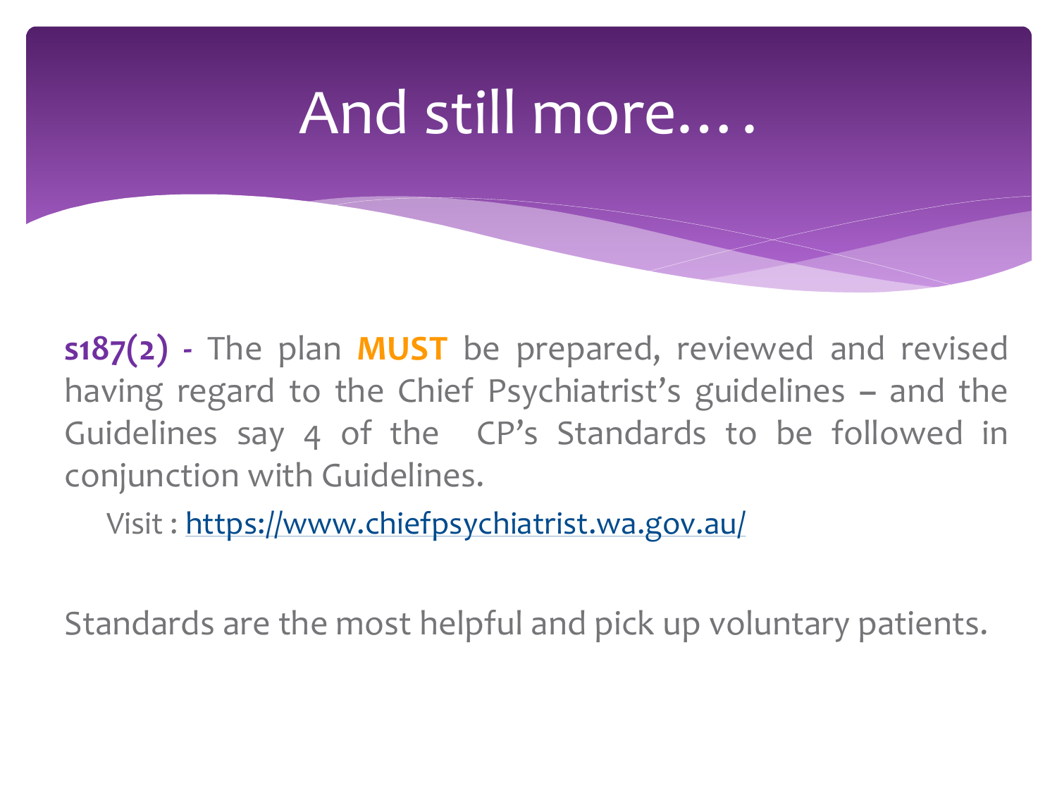# And still more….

**s187(2)** - The plan **MUST** be prepared, reviewed and revised having regard to the Chief Psychiatrist's guidelines – and the Guidelines say 4 of the CP's Standards to be followed in conjunction with Guidelines.

Visit : https://www.chiefpsychiatrist.wa.gov.au/

Standards are the most helpful and pick up voluntary patients.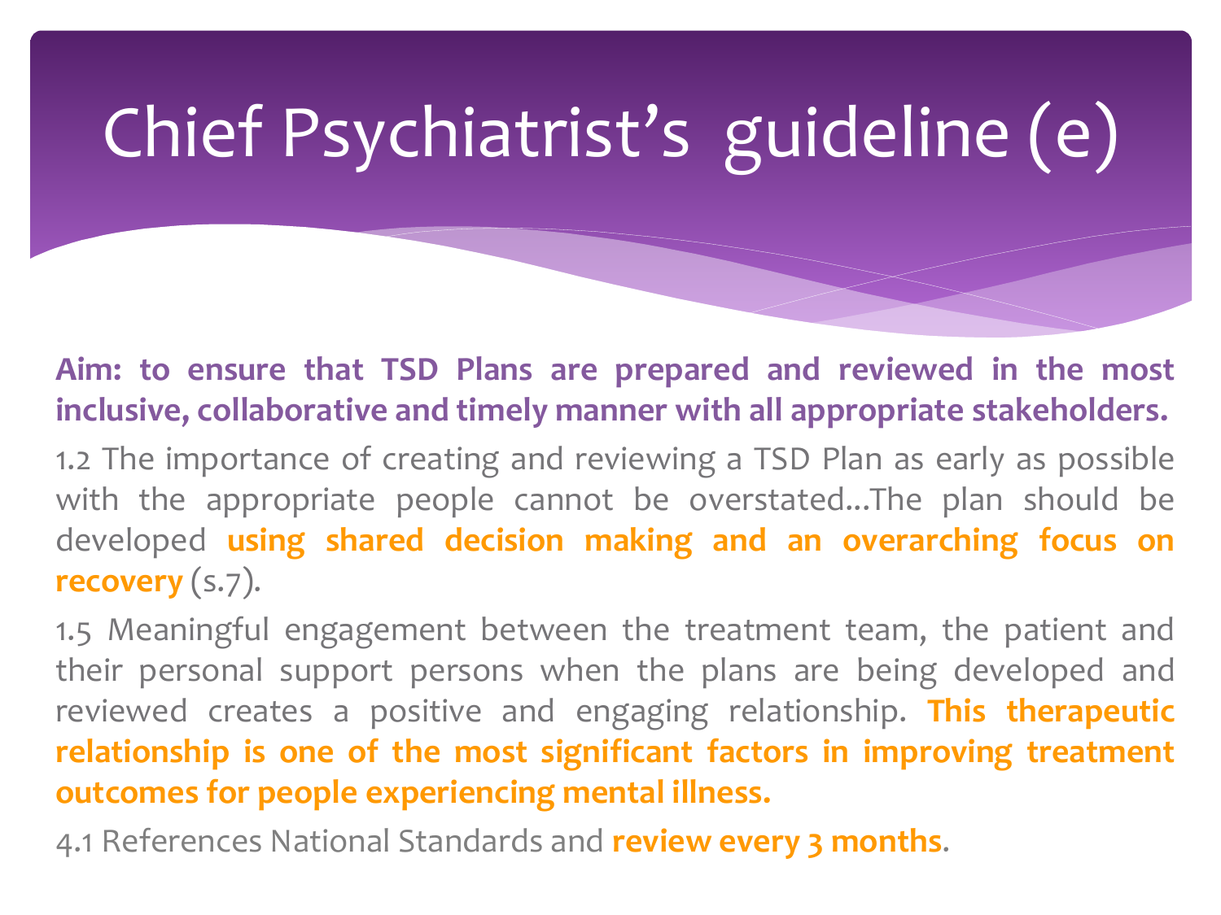# Chief Psychiatrist's guideline (e)

**Aim: to ensure that TSD Plans are prepared and reviewed in the most inclusive, collaborative and timely manner with all appropriate stakeholders.**

1.2 The importance of creating and reviewing a TSD Plan as early as possible with the appropriate people cannot be overstated…The plan should be developed **using shared decision making and an overarching focus on recovery** (s.7).

1.5 Meaningful engagement between the treatment team, the patient and their personal support persons when the plans are being developed and reviewed creates a positive and engaging relationship. **This therapeutic relationship is one of the most significant factors in improving treatment outcomes for people experiencing mental illness.**

4.1 References National Standards and **review every 3 months**.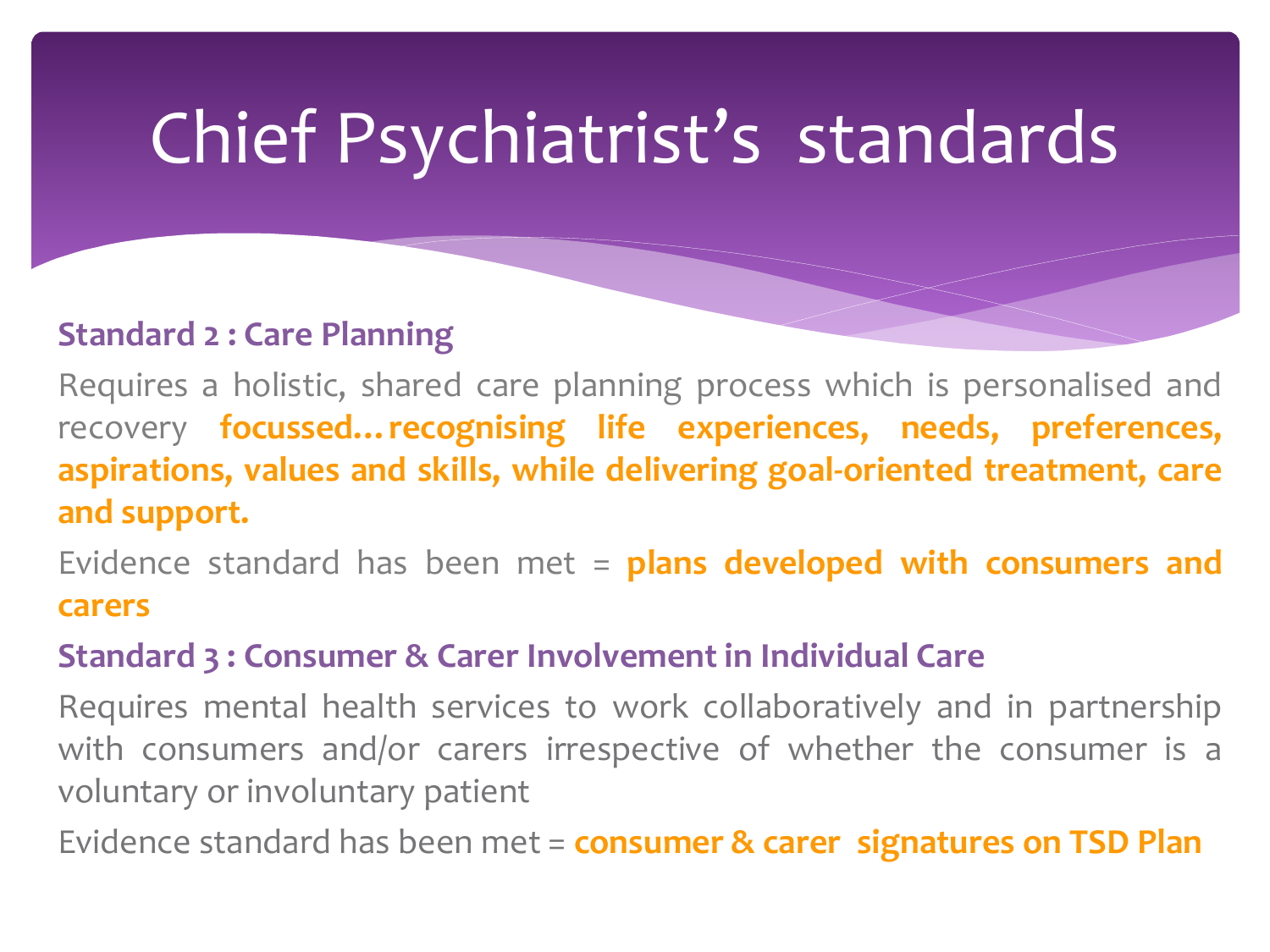# Chief Psychiatrist's standards

**Standard 2 : Care Planning**

Requires a holistic, shared care planning process which is personalised and recovery **focussed…recognising life experiences, needs, preferences, aspirations, values and skills, while delivering goal-oriented treatment, care and support.**

Evidence standard has been met = **plans developed with consumers and carers**

**Standard 3 : Consumer & Carer Involvement in Individual Care**

Requires mental health services to work collaboratively and in partnership with consumers and/or carers irrespective of whether the consumer is a voluntary or involuntary patient

Evidence standard has been met = **consumer & carer signatures on TSD Plan**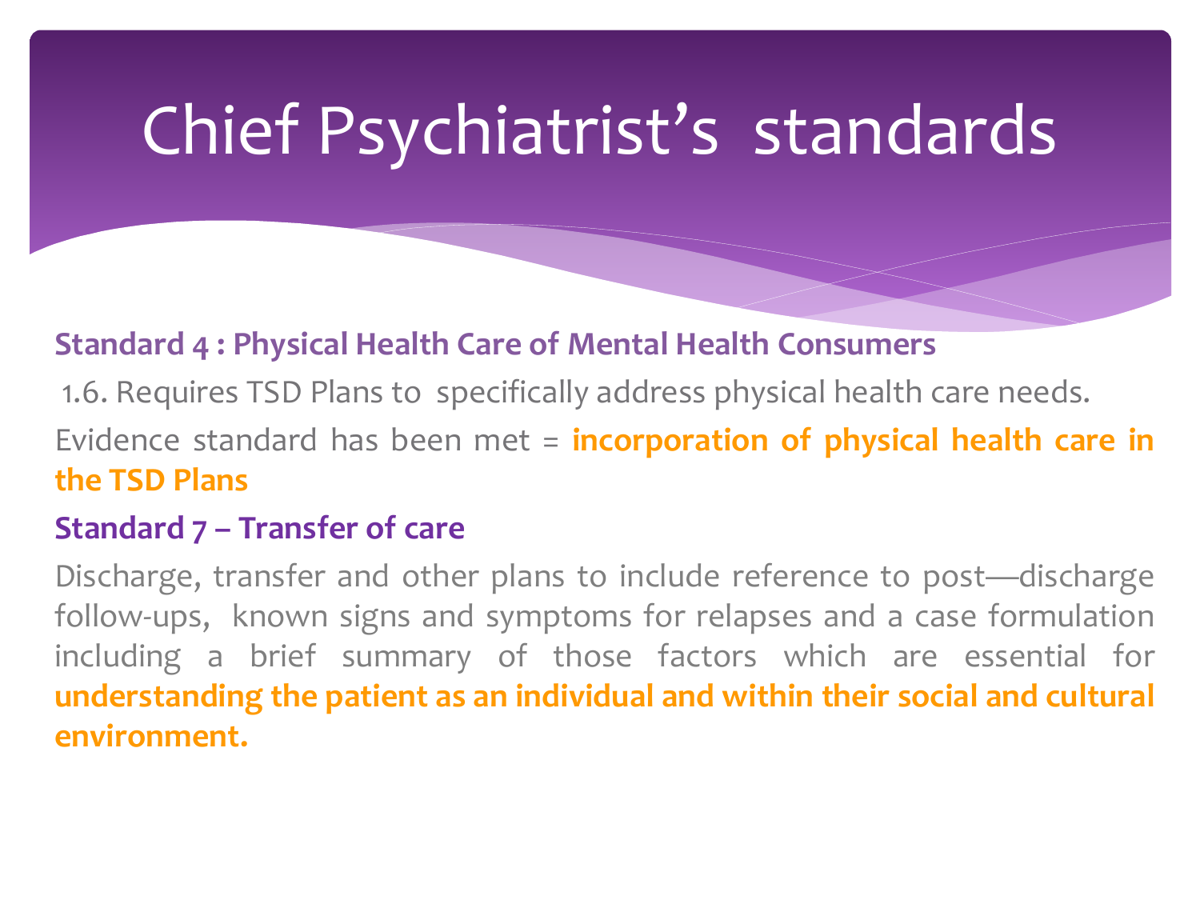# Chief Psychiatrist's standards

**Standard 4 : Physical Health Care of Mental Health Consumers**

1.6. Requires TSD Plans to specifically address physical health care needs.

Evidence standard has been met = **incorporation of physical health care in the TSD Plans**

**Standard 7 – Transfer of care**

Discharge, transfer and other plans to include reference to post—discharge follow-ups, known signs and symptoms for relapses and a case formulation including a brief summary of those factors which are essential for **understanding the patient as an individual and within their social and cultural environment.**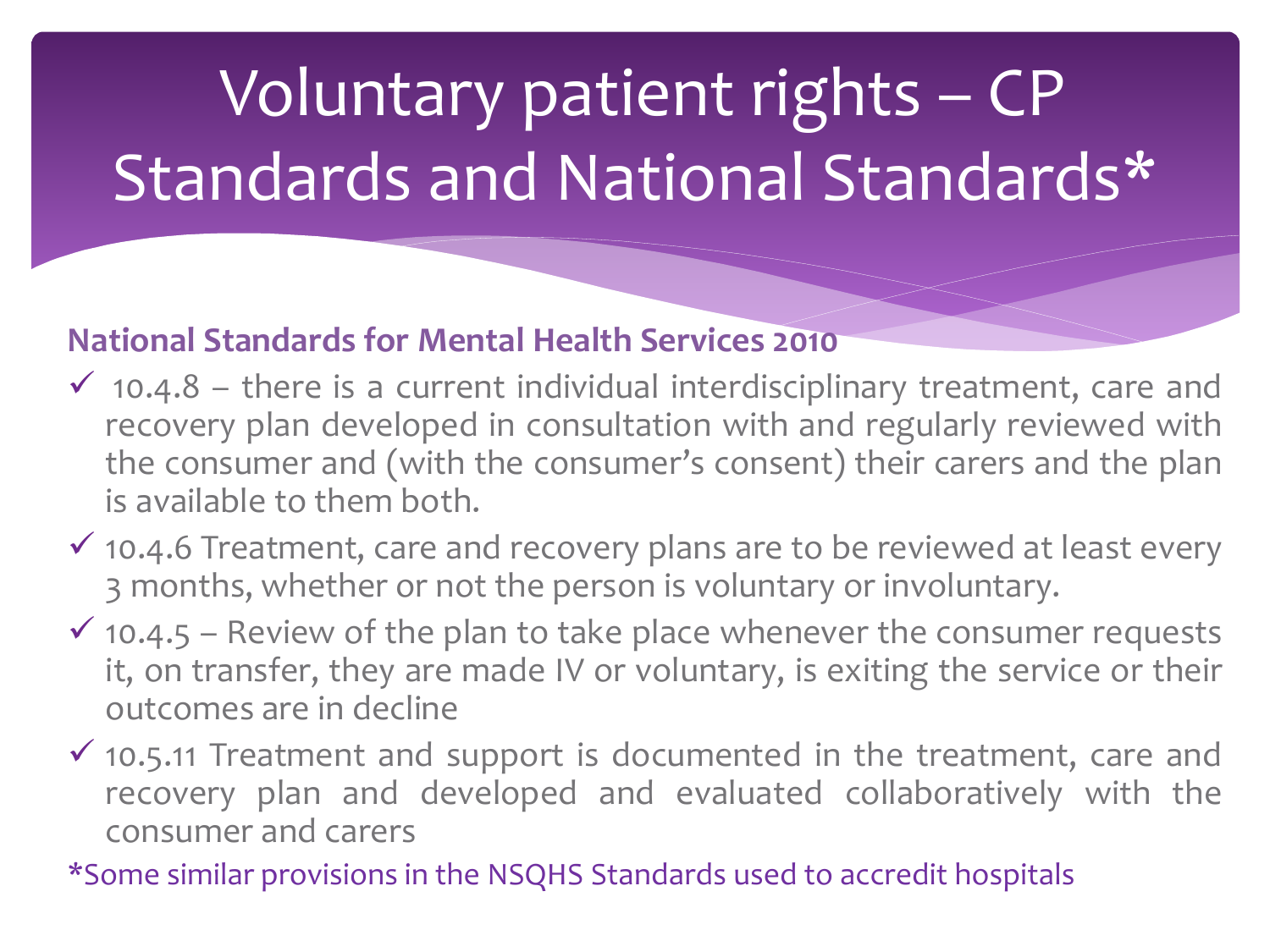# Voluntary patient rights – CP Standards and National Standards*

**National Standards for Mental Health Services 2010**

- ✓ 10.4.8 – there is a current individual interdisciplinary treatment, care and recovery plan developed in consultation with and regularly reviewed with the consumer and (with the consumer's consent) their carers and the plan is available to them both.
- ✓ 10.4.6 Treatment, care and recovery plans are to be reviewed at least every 3 months, whether or not the person is voluntary or involuntary.
- ✓ 10.4.5 – Review of the plan to take place whenever the consumer requests it, on transfer, they are made IV or voluntary, is exiting the service or their outcomes are in decline
- ✓ 10.5.11 Treatment and support is documented in the treatment, care and recovery plan and developed and evaluated collaboratively with the consumer and carers

*Some similar provisions in the NSQHS Standards used to accredit hospitals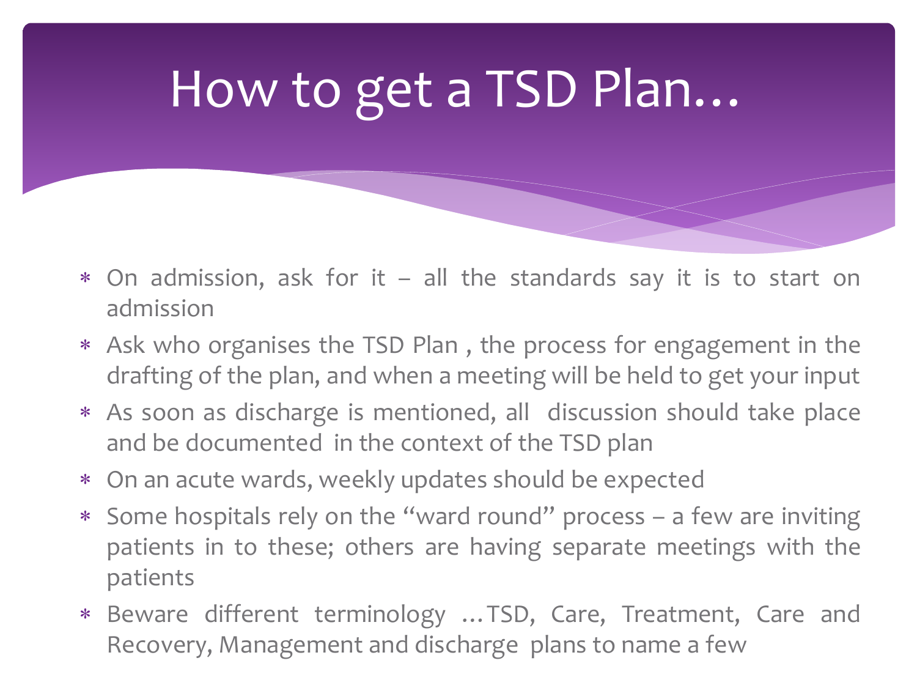# How to get a TSD Plan…

* On admission, ask for it – all the standards say it is to start on admission
* Ask who organises the TSD Plan , the process for engagement in the drafting of the plan, and when a meeting will be held to get your input
* As soon as discharge is mentioned, all discussion should take place and be documented in the context of the TSD plan
* On an acute wards, weekly updates should be expected
* Some hospitals rely on the "ward round" process – a few are inviting patients in to these; others are having separate meetings with the patients
* Beware different terminology …TSD, Care, Treatment, Care and Recovery, Management and discharge plans to name a few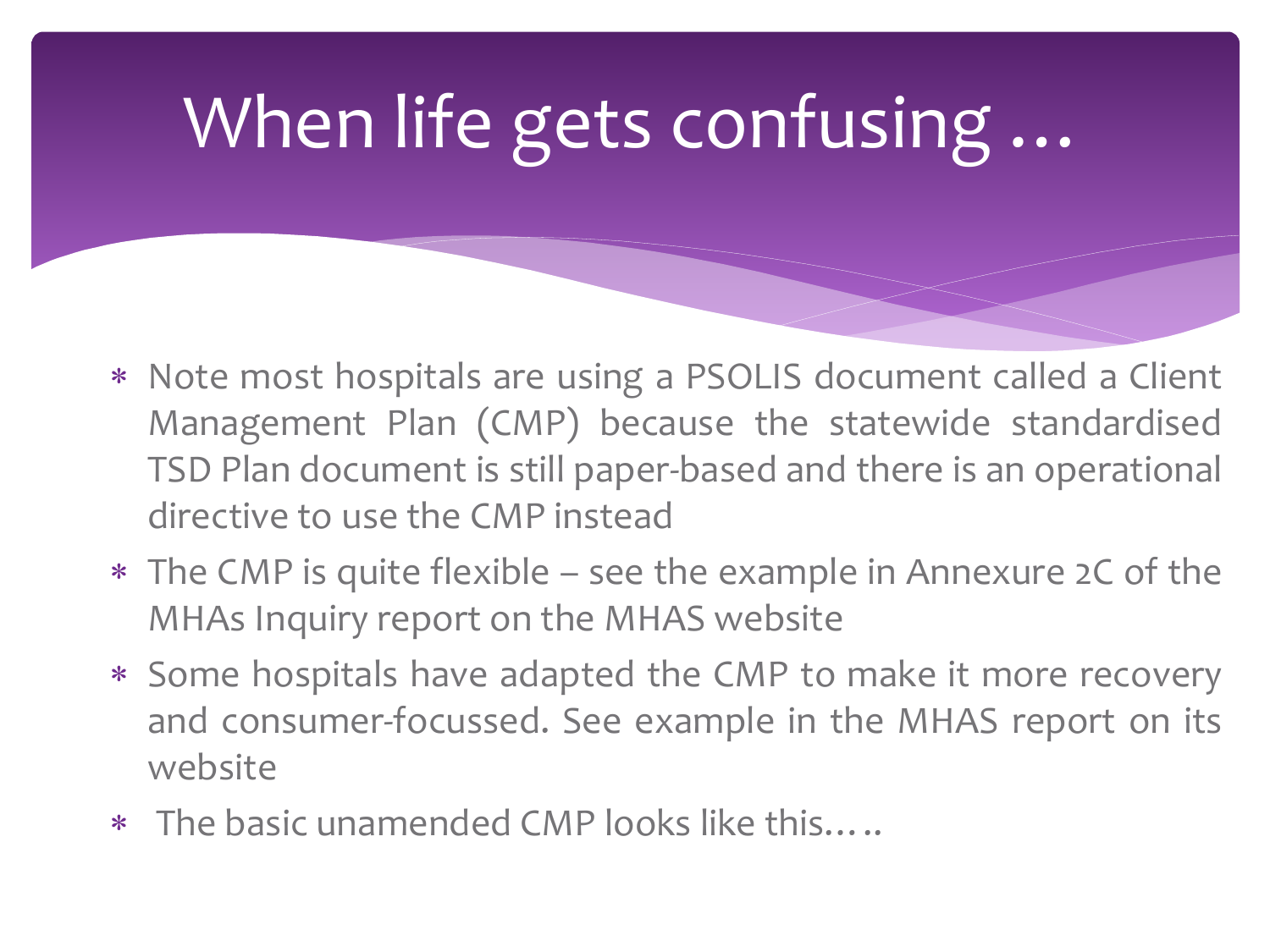# When life gets confusing …

- Note most hospitals are using a PSOLIS document called a Client Management Plan (CMP) because the statewide standardised TSD Plan document is still paper-based and there is an operational directive to use the CMP instead
- The CMP is quite flexible – see the example in Annexure 2C of the MHAs Inquiry report on the MHAS website
- Some hospitals have adapted the CMP to make it more recovery and consumer-focussed. See example in the MHAS report on its website
- The basic unamended CMP looks like this…..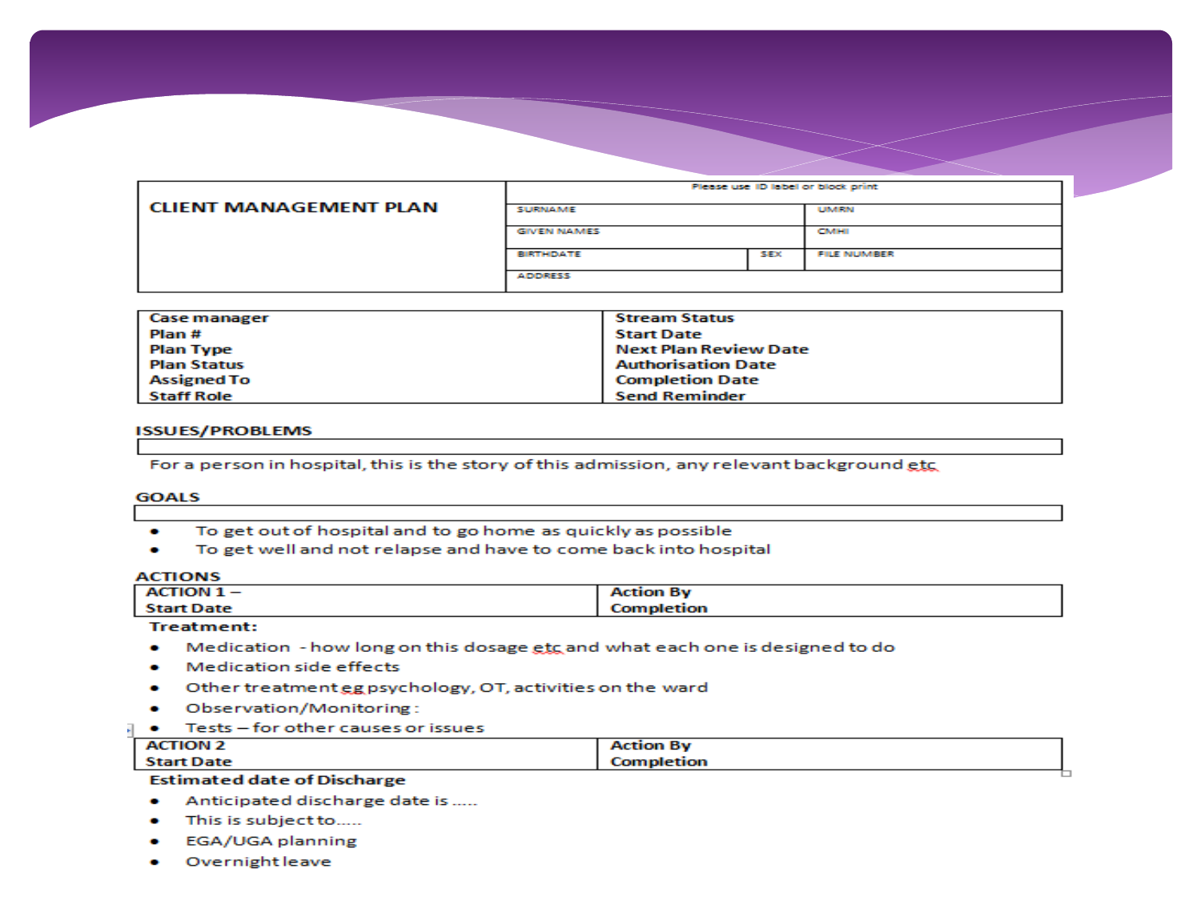| CLIENT MANAGEMENT PLAN | Please use ID label or block print | | |
|---|---|---|---|
| | SURNAME | | UMRN |
| | GIVEN NAMES | | CMHI |
| | BIRTHDATE | SEX | FILE NUMBER |
| | ADDRESS | | |

| | |
|---|---|
| **Case manager** | **Stream Status** |
| **Plan #** | **Start Date** |
| **Plan Type** | **Next Plan Review Date** |
| **Plan Status** | **Authorisation Date** |
| **Assigned To** | **Completion Date** |
| **Staff Role** | **Send Reminder** |

## ISSUES/PROBLEMS

For a person in hospital, this is the story of this admission, any relevant background etc

## GOALS

- To get out of hospital and to go home as quickly as possible
- To get well and not relapse and have to come back into hospital

## ACTIONS

| | |
|---|---|
| **ACTION 1 –** | **Action By** |
| **Start Date** | **Completion** |

**Treatment:**

- Medication - how long on this dosage etc and what each one is designed to do
- Medication side effects
- Other treatment eg psychology, OT, activities on the ward
- Observation/Monitoring :
- Tests – for other causes or issues

| | |
|---|---|
| **ACTION 2** | **Action By** |
| **Start Date** | **Completion** |

**Estimated date of Discharge**

- Anticipated discharge date is .....
- This is subject to.....
- EGA/UGA planning
- Overnight leave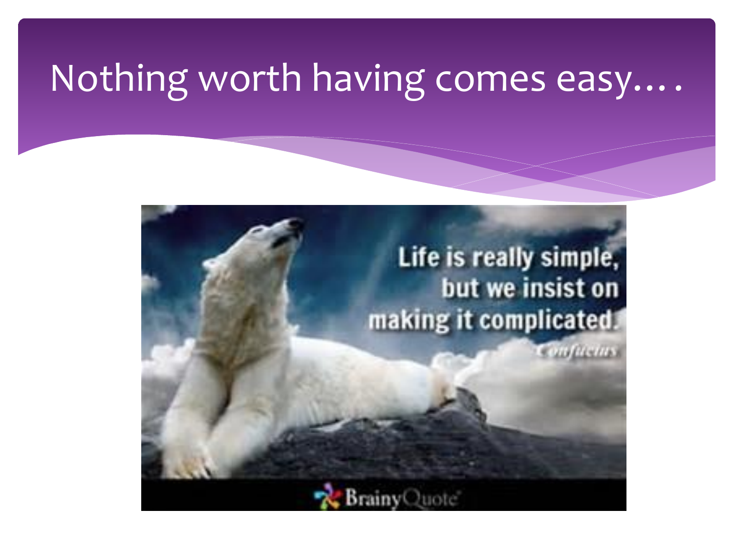# Nothing worth having comes easy….

Life is really simple, but we insist on making it complicated.

Confucius

BrainyQuote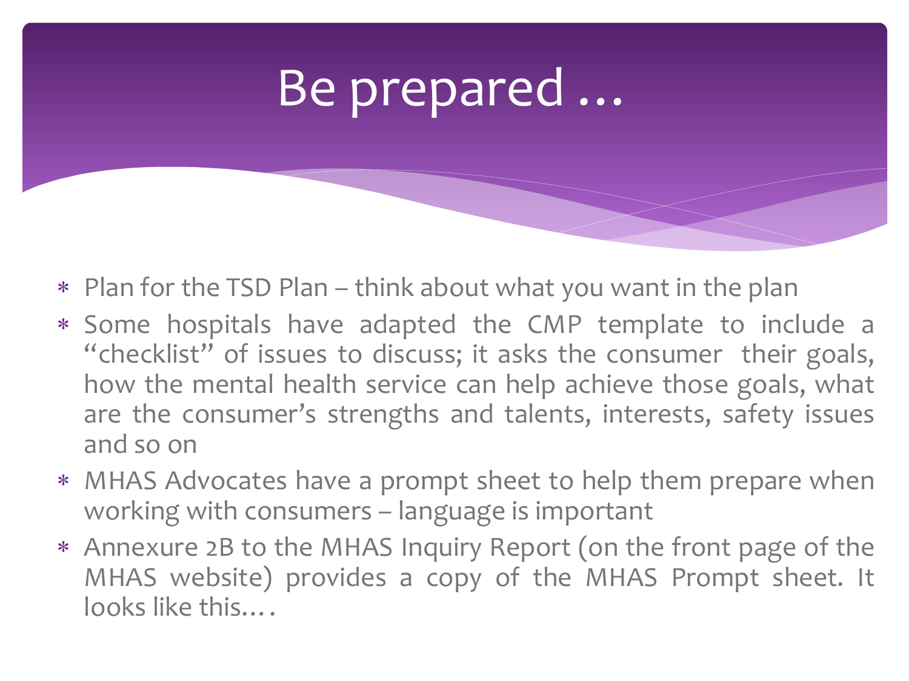# Be prepared …

- Plan for the TSD Plan – think about what you want in the plan
- Some hospitals have adapted the CMP template to include a "checklist" of issues to discuss; it asks the consumer their goals, how the mental health service can help achieve those goals, what are the consumer's strengths and talents, interests, safety issues and so on
- MHAS Advocates have a prompt sheet to help them prepare when working with consumers – language is important
- Annexure 2B to the MHAS Inquiry Report (on the front page of the MHAS website) provides a copy of the MHAS Prompt sheet. It looks like this… .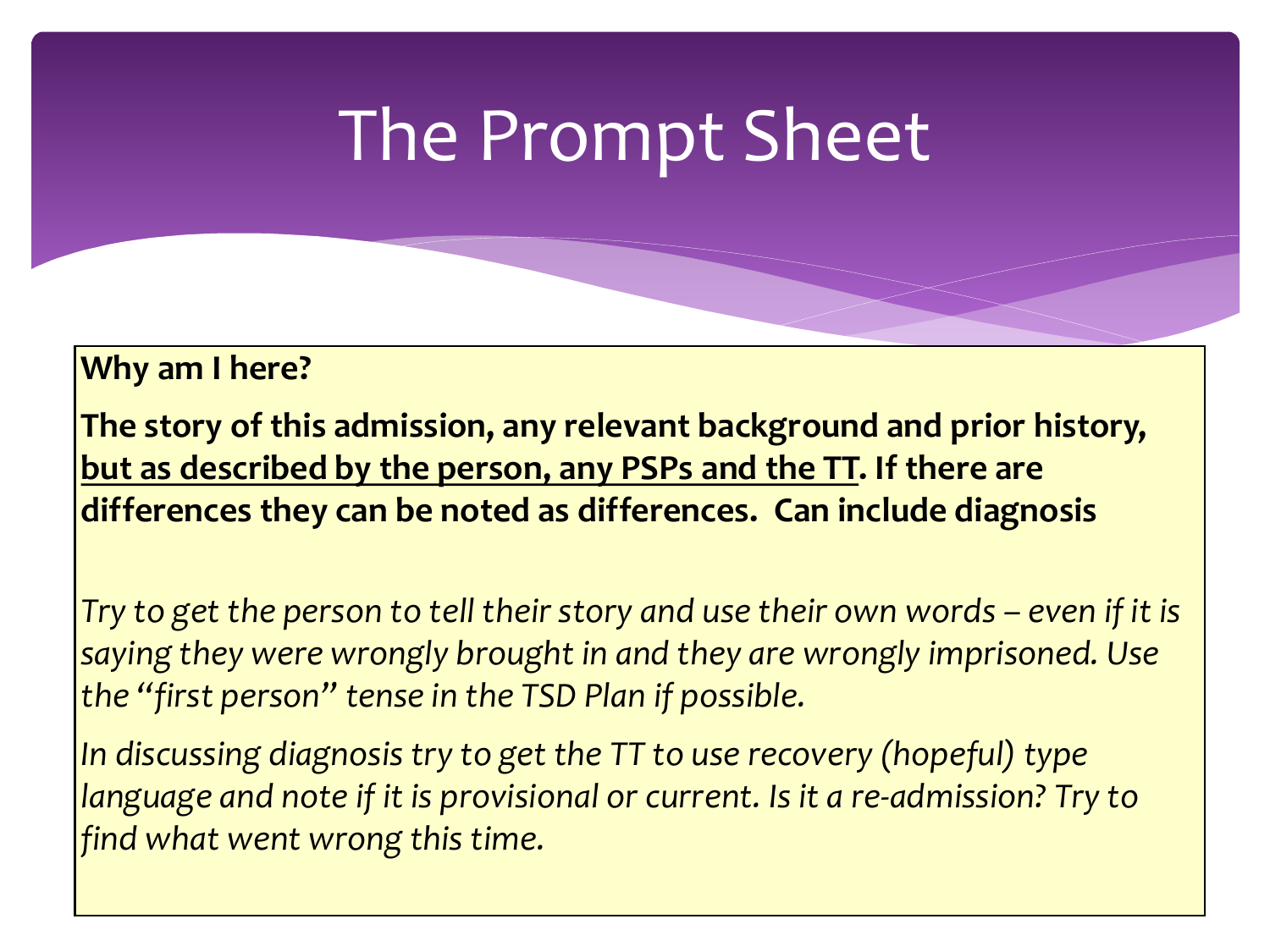# The Prompt Sheet

**Why am I here?**

**The story of this admission, any relevant background and prior history, <u>but as described by the person, any PSPs and the TT</u>. If there are differences they can be noted as differences. Can include diagnosis**

*Try to get the person to tell their story and use their own words – even if it is saying they were wrongly brought in and they are wrongly imprisoned. Use the "first person" tense in the TSD Plan if possible.*

*In discussing diagnosis try to get the TT to use recovery (hopeful) type language and note if it is provisional or current. Is it a re-admission? Try to find what went wrong this time.*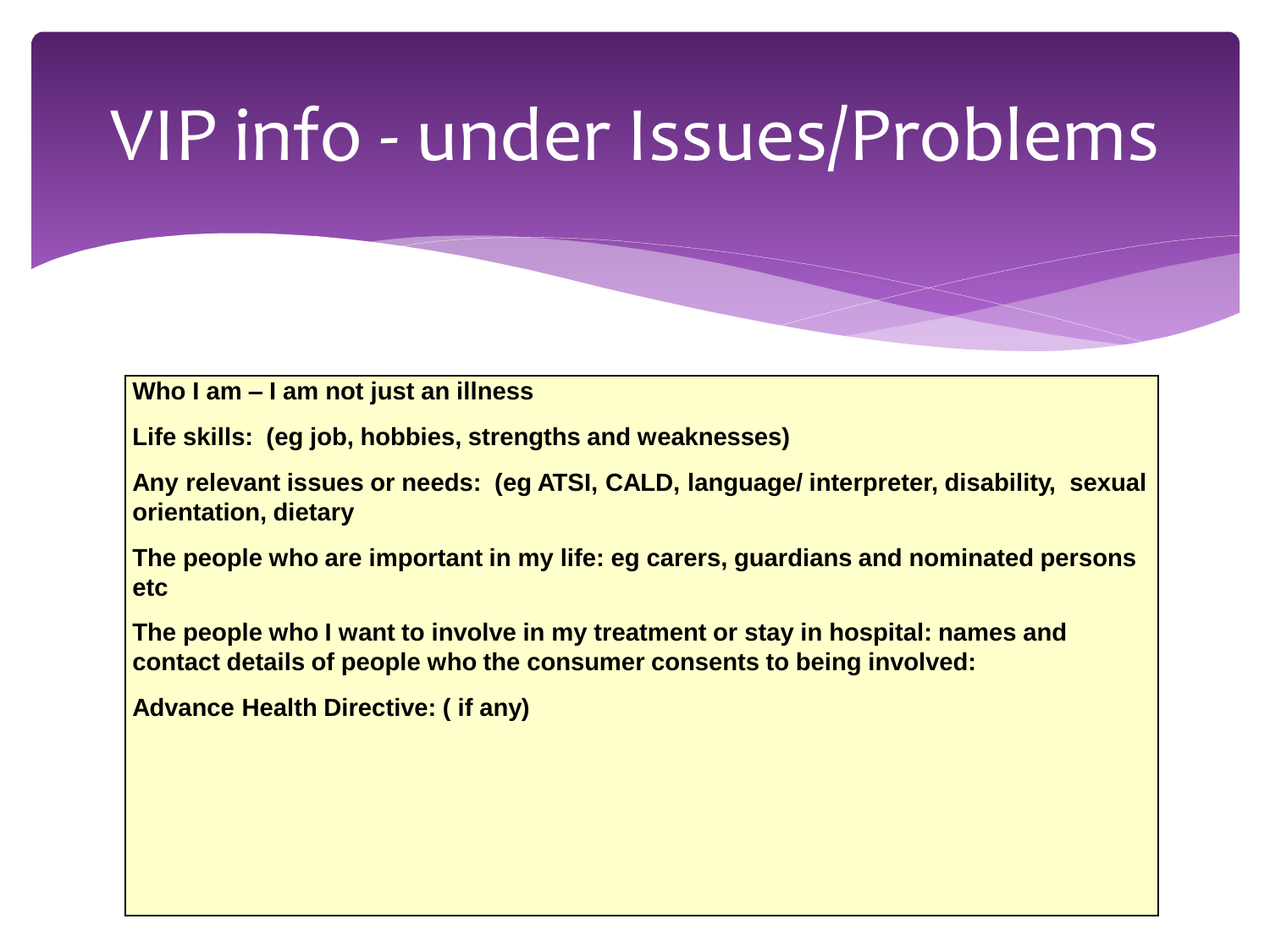# VIP info - under Issues/Problems

**Who I am – I am not just an illness**

**Life skills: (eg job, hobbies, strengths and weaknesses)**

**Any relevant issues or needs: (eg ATSI, CALD, language/ interpreter, disability, sexual orientation, dietary**

**The people who are important in my life: eg carers, guardians and nominated persons etc**

**The people who I want to involve in my treatment or stay in hospital: names and contact details of people who the consumer consents to being involved:**

**Advance Health Directive: ( if any)**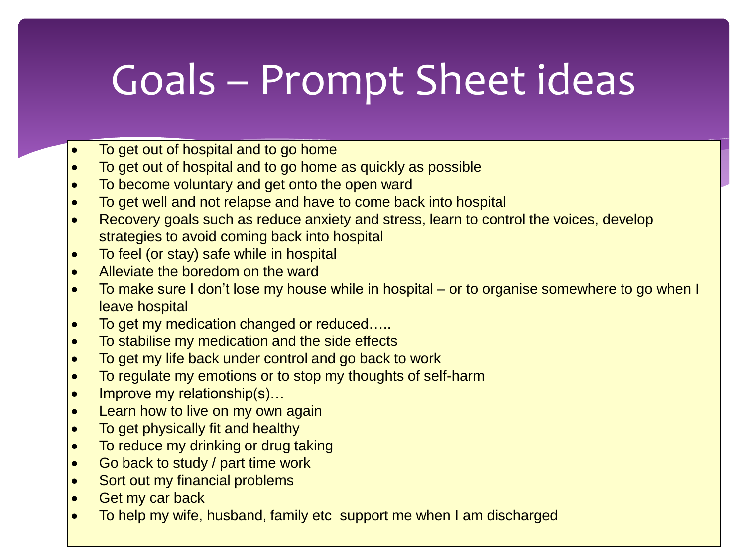# Goals – Prompt Sheet ideas

- To get out of hospital and to go home
- To get out of hospital and to go home as quickly as possible
- To become voluntary and get onto the open ward
- To get well and not relapse and have to come back into hospital
- Recovery goals such as reduce anxiety and stress, learn to control the voices, develop strategies to avoid coming back into hospital
- To feel (or stay) safe while in hospital
- Alleviate the boredom on the ward
- To make sure I don't lose my house while in hospital – or to organise somewhere to go when I leave hospital
- To get my medication changed or reduced…..
- To stabilise my medication and the side effects
- To get my life back under control and go back to work
- To regulate my emotions or to stop my thoughts of self-harm
- Improve my relationship(s)…
- Learn how to live on my own again
- To get physically fit and healthy
- To reduce my drinking or drug taking
- Go back to study / part time work
- Sort out my financial problems
- Get my car back
- To help my wife, husband, family etc support me when I am discharged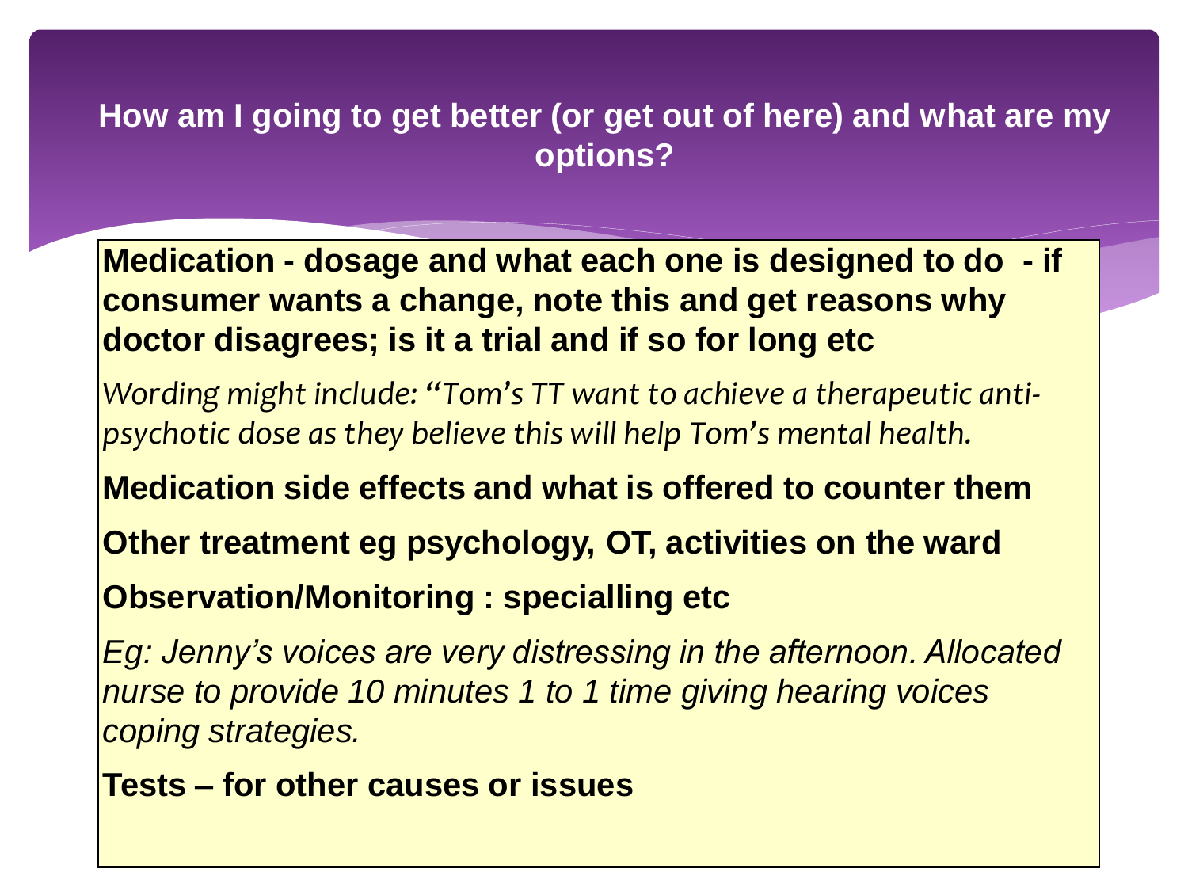## How am I going to get better (or get out of here) and what are my options?

**Medication - dosage and what each one is designed to do - if consumer wants a change, note this and get reasons why doctor disagrees; is it a trial and if so for long etc**

*Wording might include: "Tom's TT want to achieve a therapeutic anti-psychotic dose as they believe this will help Tom's mental health.*

**Medication side effects and what is offered to counter them**

**Other treatment eg psychology, OT, activities on the ward**

**Observation/Monitoring : specialling etc**

*Eg: Jenny's voices are very distressing in the afternoon. Allocated nurse to provide 10 minutes 1 to 1 time giving hearing voices coping strategies.*

**Tests – for other causes or issues**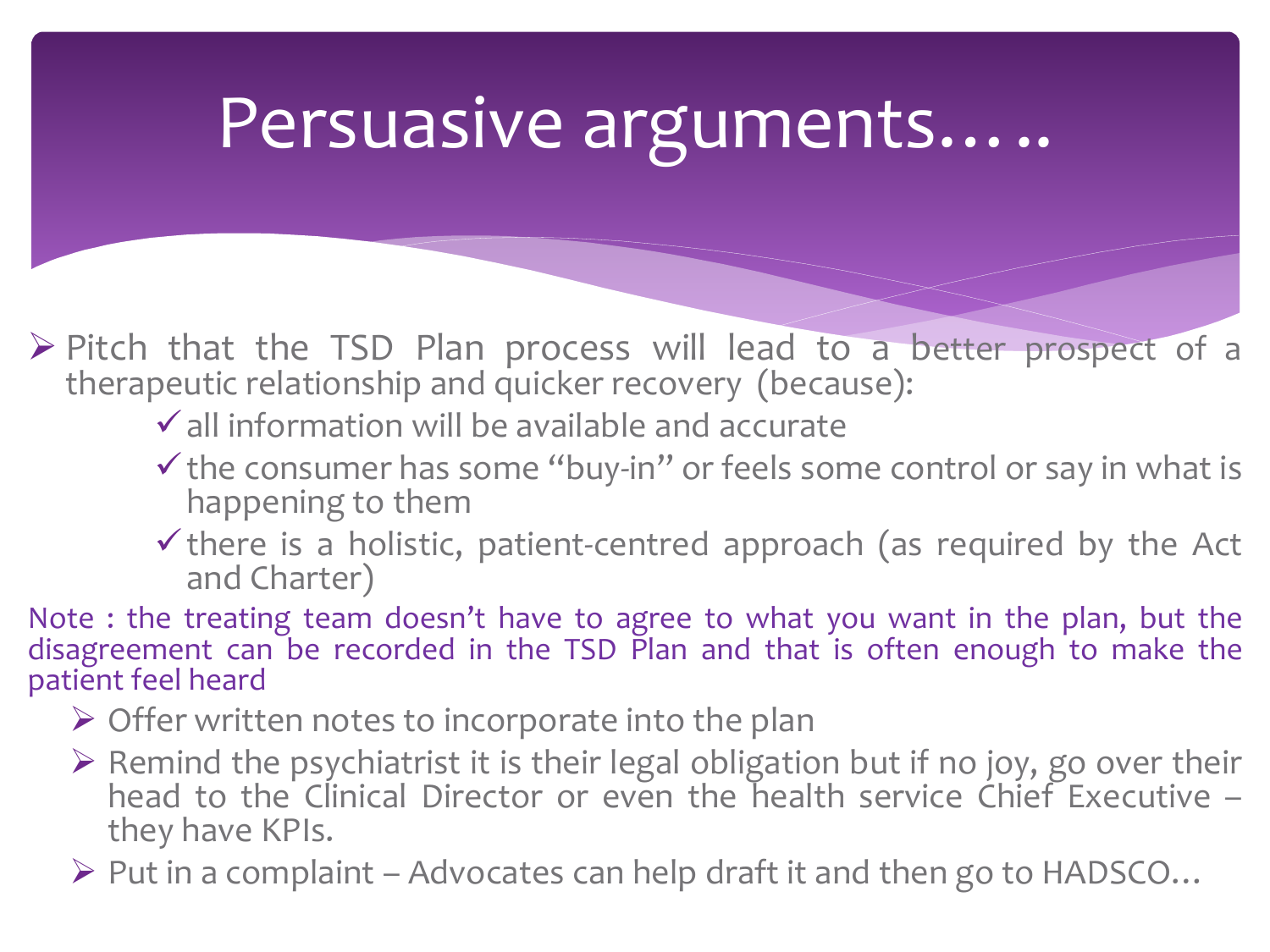# Persuasive arguments…..

- Pitch that the TSD Plan process will lead to a better prospect of a therapeutic relationship and quicker recovery (because):
  - ✓ all information will be available and accurate
  - ✓ the consumer has some "buy-in" or feels some control or say in what is happening to them
  - ✓ there is a holistic, patient-centred approach (as required by the Act and Charter)

Note : the treating team doesn't have to agree to what you want in the plan, but the disagreement can be recorded in the TSD Plan and that is often enough to make the patient feel heard

- Offer written notes to incorporate into the plan
- Remind the psychiatrist it is their legal obligation but if no joy, go over their head to the Clinical Director or even the health service Chief Executive – they have KPIs.
- Put in a complaint – Advocates can help draft it and then go to HADSCO…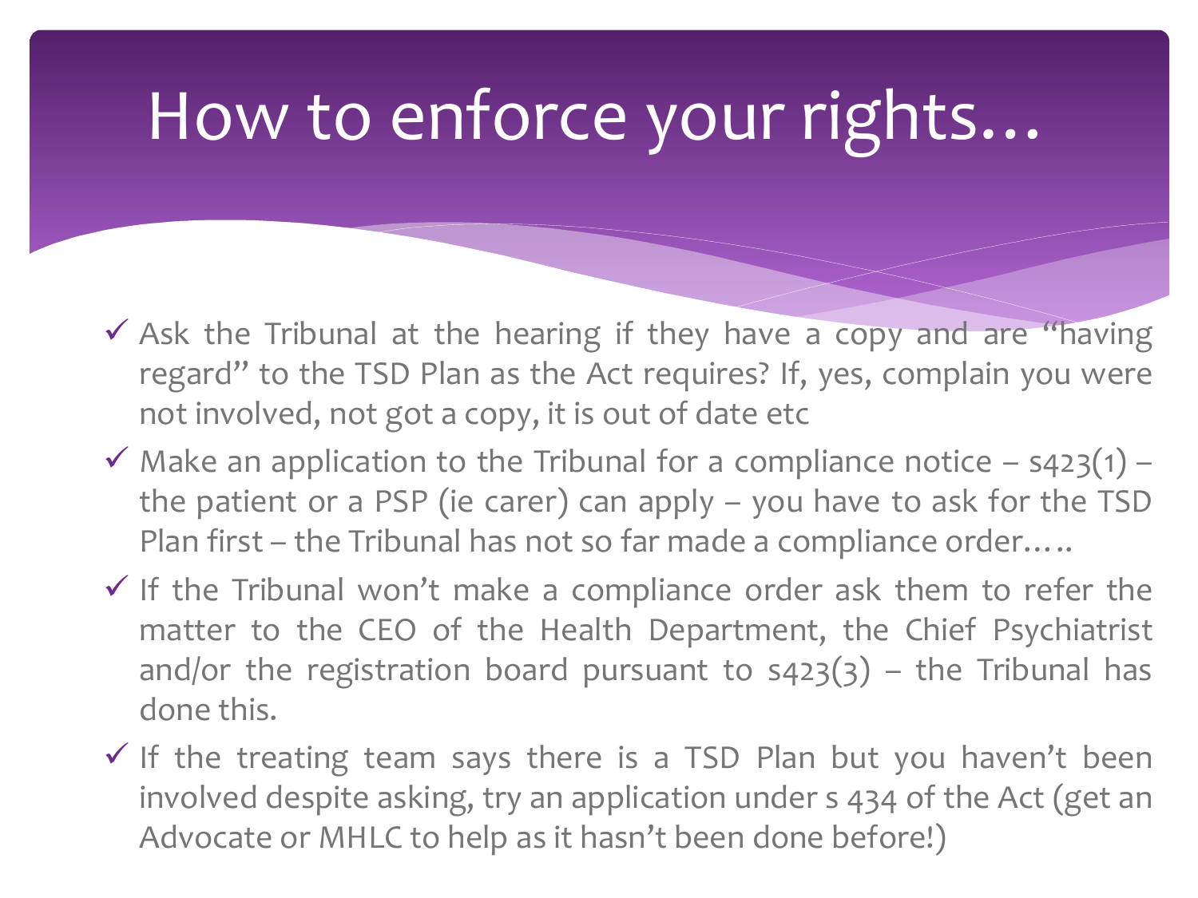# How to enforce your rights…

- ✓ Ask the Tribunal at the hearing if they have a copy and are "having regard" to the TSD Plan as the Act requires? If, yes, complain you were not involved, not got a copy, it is out of date etc
- ✓ Make an application to the Tribunal for a compliance notice – s423(1) – the patient or a PSP (ie carer) can apply – you have to ask for the TSD Plan first – the Tribunal has not so far made a compliance order…..
- ✓ If the Tribunal won't make a compliance order ask them to refer the matter to the CEO of the Health Department, the Chief Psychiatrist and/or the registration board pursuant to s423(3) – the Tribunal has done this.
- ✓ If the treating team says there is a TSD Plan but you haven't been involved despite asking, try an application under s 434 of the Act (get an Advocate or MHLC to help as it hasn't been done before!)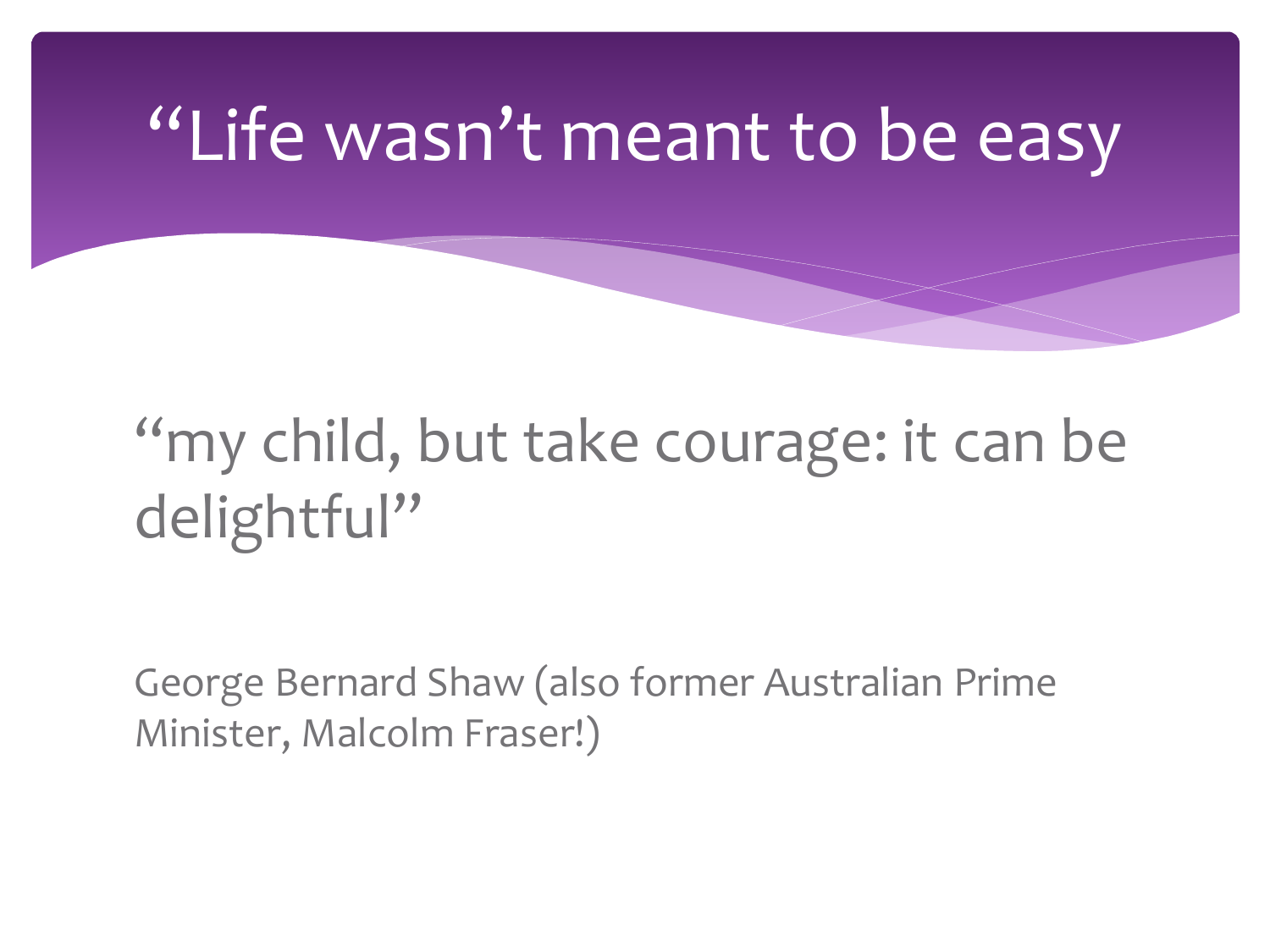# “Life wasn’t meant to be easy

“my child, but take courage: it can be delightful”

George Bernard Shaw (also former Australian Prime Minister, Malcolm Fraser!)